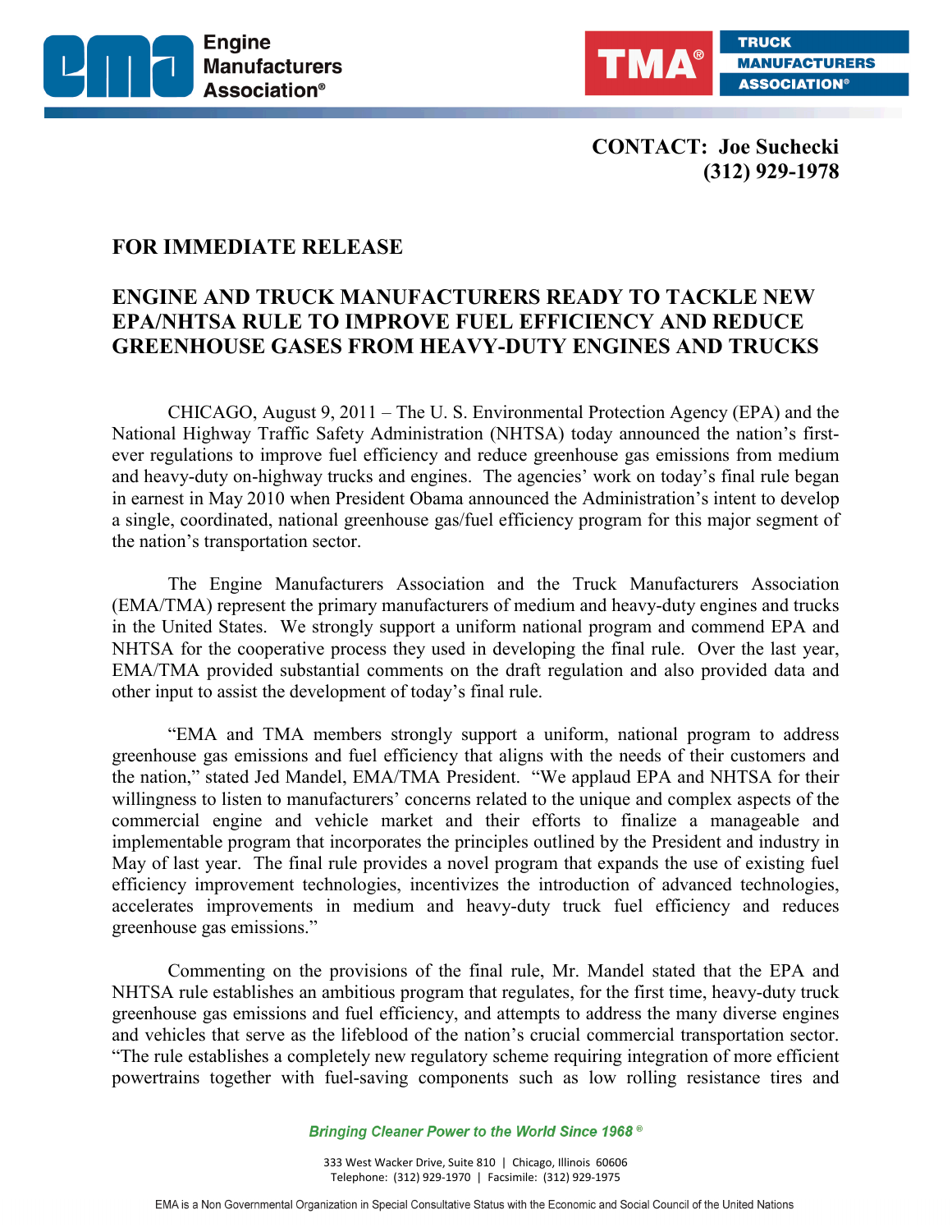Engine Manufacturers Association®

TRUCK MANUFACTURERS ASSOCIATION®

**CONTACT: Joe Suchecki**
**(312) 929-1978**

**FOR IMMEDIATE RELEASE**

## ENGINE AND TRUCK MANUFACTURERS READY TO TACKLE NEW EPA/NHTSA RULE TO IMPROVE FUEL EFFICIENCY AND REDUCE GREENHOUSE GASES FROM HEAVY-DUTY ENGINES AND TRUCKS

CHICAGO, August 9, 2011 – The U. S. Environmental Protection Agency (EPA) and the National Highway Traffic Safety Administration (NHTSA) today announced the nation's first-ever regulations to improve fuel efficiency and reduce greenhouse gas emissions from medium and heavy-duty on-highway trucks and engines. The agencies' work on today's final rule began in earnest in May 2010 when President Obama announced the Administration's intent to develop a single, coordinated, national greenhouse gas/fuel efficiency program for this major segment of the nation's transportation sector.

The Engine Manufacturers Association and the Truck Manufacturers Association (EMA/TMA) represent the primary manufacturers of medium and heavy-duty engines and trucks in the United States. We strongly support a uniform national program and commend EPA and NHTSA for the cooperative process they used in developing the final rule. Over the last year, EMA/TMA provided substantial comments on the draft regulation and also provided data and other input to assist the development of today's final rule.

"EMA and TMA members strongly support a uniform, national program to address greenhouse gas emissions and fuel efficiency that aligns with the needs of their customers and the nation," stated Jed Mandel, EMA/TMA President. "We applaud EPA and NHTSA for their willingness to listen to manufacturers' concerns related to the unique and complex aspects of the commercial engine and vehicle market and their efforts to finalize a manageable and implementable program that incorporates the principles outlined by the President and industry in May of last year. The final rule provides a novel program that expands the use of existing fuel efficiency improvement technologies, incentivizes the introduction of advanced technologies, accelerates improvements in medium and heavy-duty truck fuel efficiency and reduces greenhouse gas emissions."

Commenting on the provisions of the final rule, Mr. Mandel stated that the EPA and NHTSA rule establishes an ambitious program that regulates, for the first time, heavy-duty truck greenhouse gas emissions and fuel efficiency, and attempts to address the many diverse engines and vehicles that serve as the lifeblood of the nation's crucial commercial transportation sector. "The rule establishes a completely new regulatory scheme requiring integration of more efficient powertrains together with fuel-saving components such as low rolling resistance tires and

*Bringing Cleaner Power to the World Since 1968®*

333 West Wacker Drive, Suite 810 | Chicago, Illinois 60606
Telephone: (312) 929-1970 | Facsimile: (312) 929-1975

EMA is a Non Governmental Organization in Special Consultative Status with the Economic and Social Council of the United Nations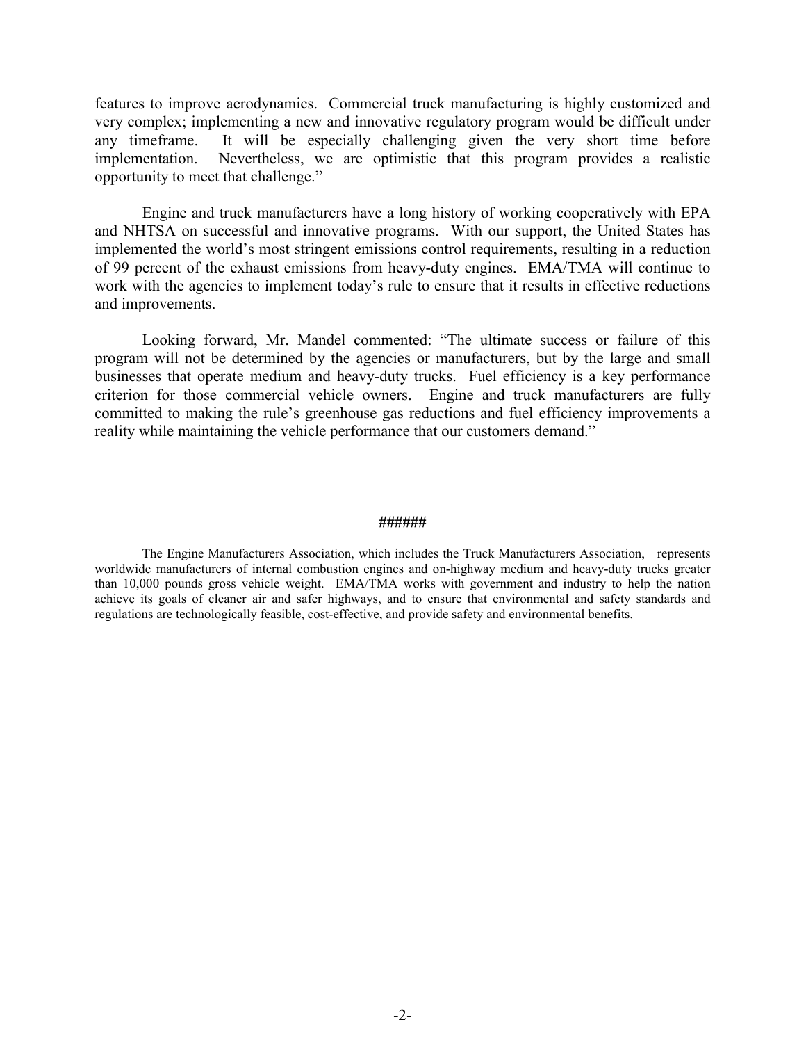features to improve aerodynamics. Commercial truck manufacturing is highly customized and very complex; implementing a new and innovative regulatory program would be difficult under any timeframe. It will be especially challenging given the very short time before implementation. Nevertheless, we are optimistic that this program provides a realistic opportunity to meet that challenge."

Engine and truck manufacturers have a long history of working cooperatively with EPA and NHTSA on successful and innovative programs. With our support, the United States has implemented the world's most stringent emissions control requirements, resulting in a reduction of 99 percent of the exhaust emissions from heavy-duty engines. EMA/TMA will continue to work with the agencies to implement today's rule to ensure that it results in effective reductions and improvements.

Looking forward, Mr. Mandel commented: "The ultimate success or failure of this program will not be determined by the agencies or manufacturers, but by the large and small businesses that operate medium and heavy-duty trucks. Fuel efficiency is a key performance criterion for those commercial vehicle owners. Engine and truck manufacturers are fully committed to making the rule's greenhouse gas reductions and fuel efficiency improvements a reality while maintaining the vehicle performance that our customers demand."

######

The Engine Manufacturers Association, which includes the Truck Manufacturers Association, represents worldwide manufacturers of internal combustion engines and on-highway medium and heavy-duty trucks greater than 10,000 pounds gross vehicle weight. EMA/TMA works with government and industry to help the nation achieve its goals of cleaner air and safer highways, and to ensure that environmental and safety standards and regulations are technologically feasible, cost-effective, and provide safety and environmental benefits.